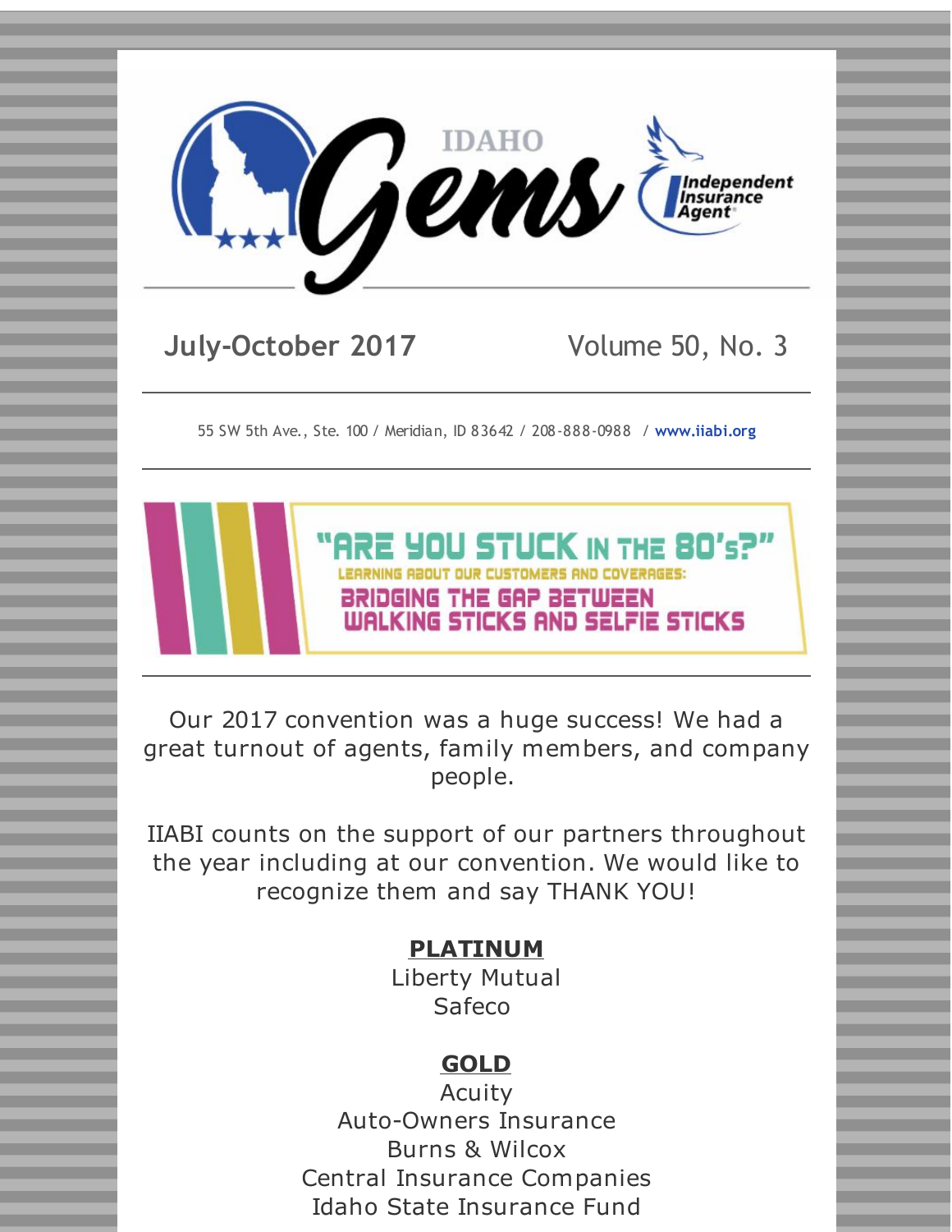# IDAHO Gems

Independent Insurance Agent

**July-October 2017** Volume 50, No. 3

55 SW 5th Ave., Ste. 100 / Meridian, ID 83642 / 208-888-0988 / **www.iiabi.org**

## "ARE YOU STUCK IN THE 80's?"

LEARNING ABOUT OUR CUSTOMERS AND COVERAGES:

BRIDGING THE GAP BETWEEN WALKING STICKS AND SELFIE STICKS

Our 2017 convention was a huge success! We had a great turnout of agents, family members, and company people.

IIABI counts on the support of our partners throughout the year including at our convention. We would like to recognize them and say THANK YOU!

**PLATINUM**

Liberty Mutual
Safeco

**GOLD**

Acuity
Auto-Owners Insurance
Burns & Wilcox
Central Insurance Companies
Idaho State Insurance Fund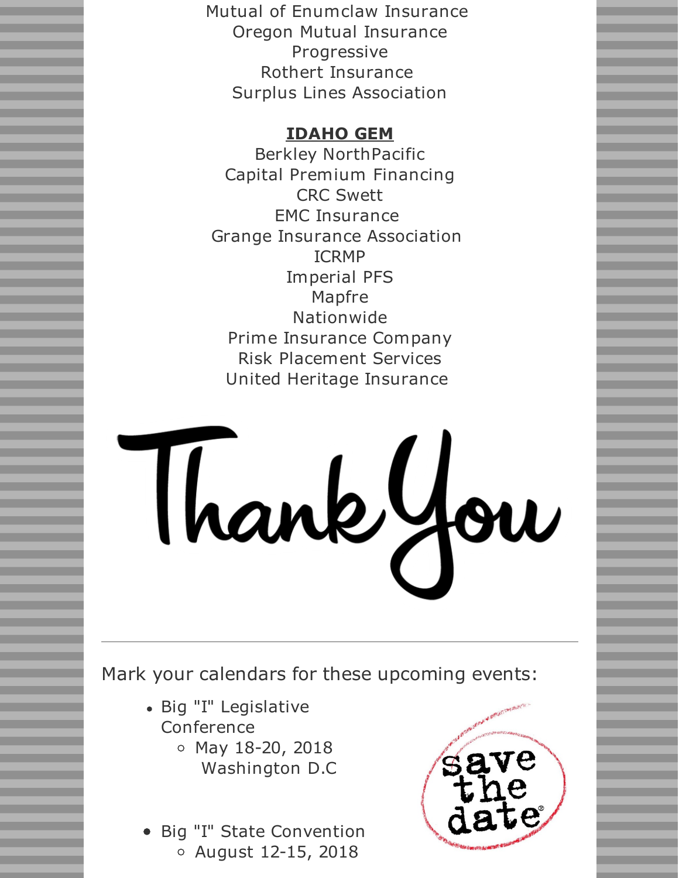Mutual of Enumclaw Insurance
Oregon Mutual Insurance
Progressive
Rothert Insurance
Surplus Lines Association

**IDAHO GEM**

Berkley NorthPacific
Capital Premium Financing
CRC Swett
EMC Insurance
Grange Insurance Association
ICRMP
Imperial PFS
Mapfre
Nationwide
Prime Insurance Company
Risk Placement Services
United Heritage Insurance

Thank You

---

Mark your calendars for these upcoming events:

- Big "I" Legislative Conference
  - May 18-20, 2018 Washington D.C
- Big "I" State Convention
  - August 12-15, 2018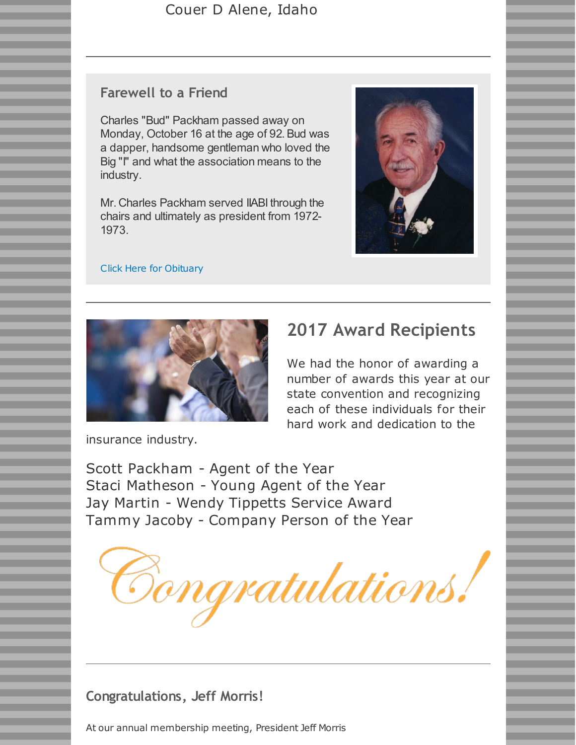Couer D Alene, Idaho

---

## Farewell to a Friend

Charles "Bud" Packham passed away on Monday, October 16 at the age of 92. Bud was a dapper, handsome gentleman who loved the Big "I" and what the association means to the industry.

Mr. Charles Packham served IIABI through the chairs and ultimately as president from 1972-1973.

Click Here for Obituary

---

## 2017 Award Recipients

We had the honor of awarding a number of awards this year at our state convention and recognizing each of these individuals for their hard work and dedication to the insurance industry.

Scott Packham - Agent of the Year
Staci Matheson - Young Agent of the Year
Jay Martin - Wendy Tippetts Service Award
Tammy Jacoby - Company Person of the Year

Congratulations!

---

### Congratulations, Jeff Morris!

At our annual membership meeting, President Jeff Morris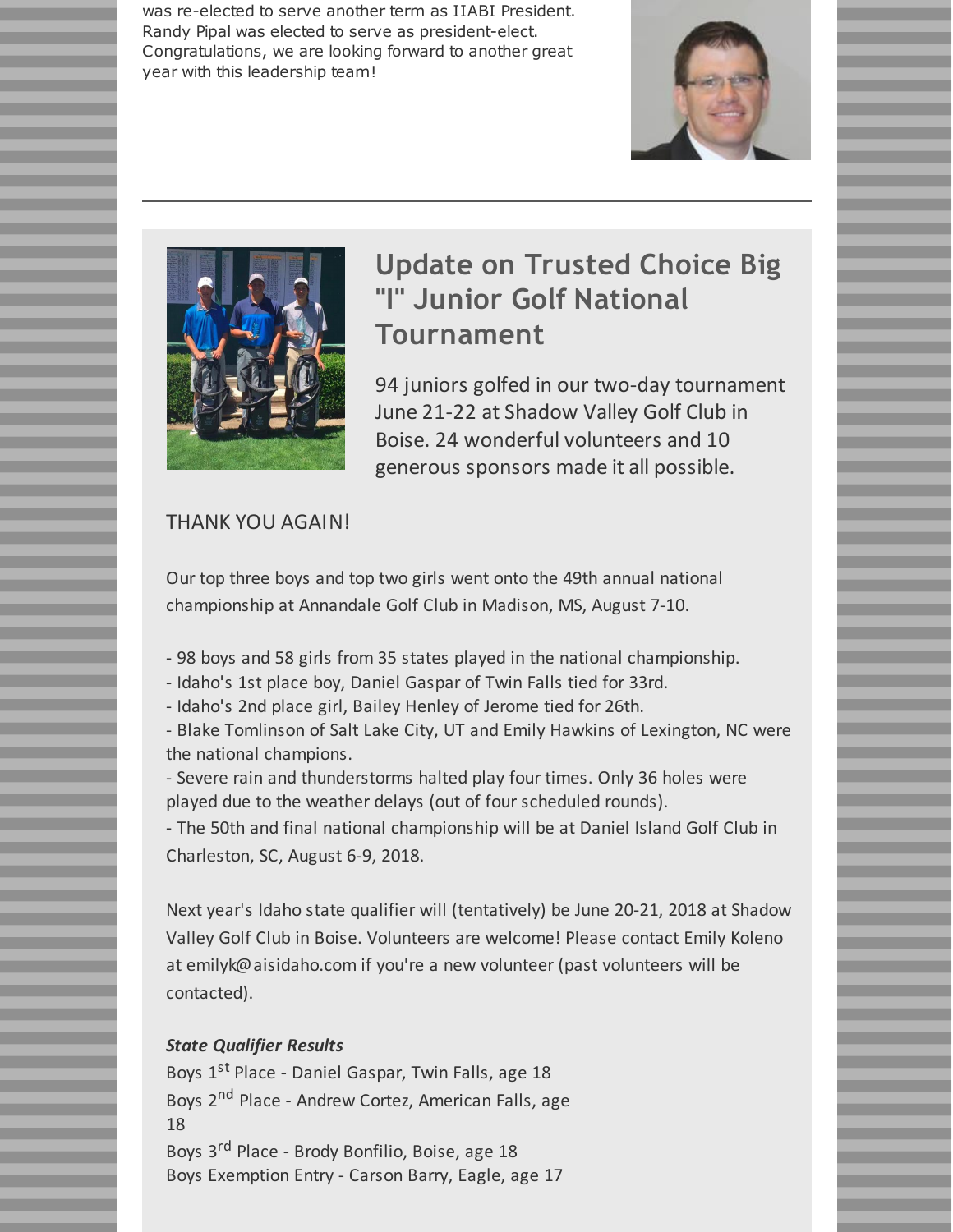was re-elected to serve another term as IIABI President. Randy Pipal was elected to serve as president-elect. Congratulations, we are looking forward to another great year with this leadership team!

## Update on Trusted Choice Big "I" Junior Golf National Tournament

94 juniors golfed in our two-day tournament June 21-22 at Shadow Valley Golf Club in Boise. 24 wonderful volunteers and 10 generous sponsors made it all possible.

THANK YOU AGAIN!

Our top three boys and top two girls went onto the 49th annual national championship at Annandale Golf Club in Madison, MS, August 7-10.

- 98 boys and 58 girls from 35 states played in the national championship.
- Idaho's 1st place boy, Daniel Gaspar of Twin Falls tied for 33rd.
- Idaho's 2nd place girl, Bailey Henley of Jerome tied for 26th.
- Blake Tomlinson of Salt Lake City, UT and Emily Hawkins of Lexington, NC were the national champions.
- Severe rain and thunderstorms halted play four times. Only 36 holes were played due to the weather delays (out of four scheduled rounds).
- The 50th and final national championship will be at Daniel Island Golf Club in Charleston, SC, August 6-9, 2018.

Next year's Idaho state qualifier will (tentatively) be June 20-21, 2018 at Shadow Valley Golf Club in Boise. Volunteers are welcome! Please contact Emily Koleno at emilyk@aisidaho.com if you're a new volunteer (past volunteers will be contacted).

***State Qualifier Results***

Boys 1st Place - Daniel Gaspar, Twin Falls, age 18
Boys 2nd Place - Andrew Cortez, American Falls, age 18
Boys 3rd Place - Brody Bonfilio, Boise, age 18
Boys Exemption Entry - Carson Barry, Eagle, age 17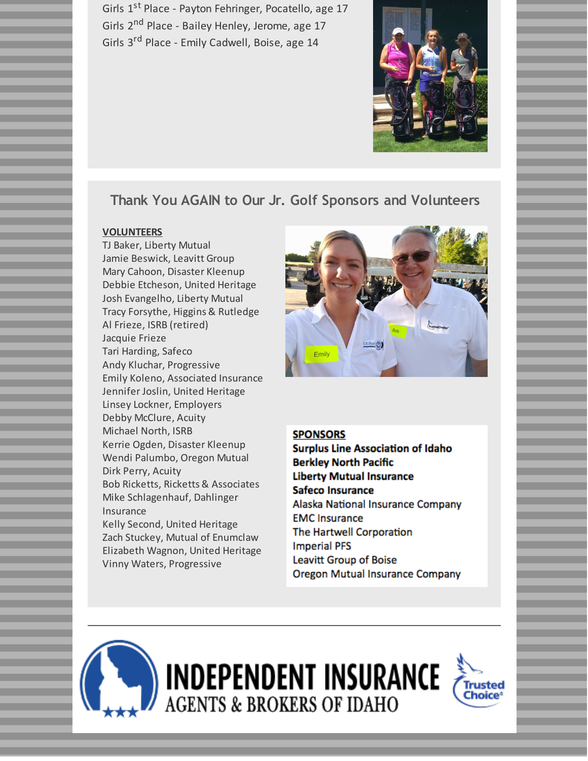Girls 1st Place - Payton Fehringer, Pocatello, age 17
Girls 2nd Place - Bailey Henley, Jerome, age 17
Girls 3rd Place - Emily Cadwell, Boise, age 14

## Thank You AGAIN to Our Jr. Golf Sponsors and Volunteers

**VOLUNTEERS**

TJ Baker, Liberty Mutual
Jamie Beswick, Leavitt Group
Mary Cahoon, Disaster Kleenup
Debbie Etcheson, United Heritage
Josh Evangelho, Liberty Mutual
Tracy Forsythe, Higgins & Rutledge
Al Frieze, ISRB (retired)
Jacquie Frieze
Tari Harding, Safeco
Andy Kluchar, Progressive
Emily Koleno, Associated Insurance
Jennifer Joslin, United Heritage
Linsey Lockner, Employers
Debby McClure, Acuity
Michael North, ISRB
Kerrie Ogden, Disaster Kleenup
Wendi Palumbo, Oregon Mutual
Dirk Perry, Acuity
Bob Ricketts, Ricketts & Associates
Mike Schlagenhauf, Dahlinger Insurance
Kelly Second, United Heritage
Zach Stuckey, Mutual of Enumclaw
Elizabeth Wagnon, United Heritage
Vinny Waters, Progressive

**SPONSORS**

**Surplus Line Association of Idaho**
**Berkley North Pacific**
**Liberty Mutual Insurance**
**Safeco Insurance**
Alaska National Insurance Company
EMC Insurance
The Hartwell Corporation
Imperial PFS
Leavitt Group of Boise
Oregon Mutual Insurance Company

---

INDEPENDENT INSURANCE AGENTS & BROKERS OF IDAHO

Trusted Choice®